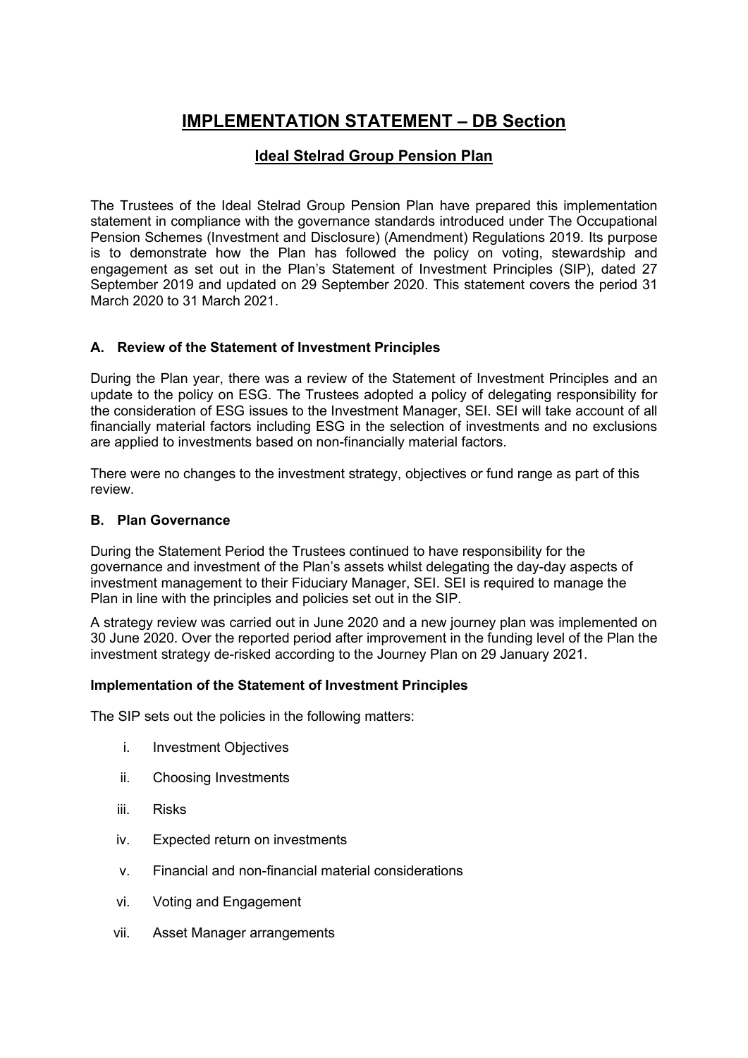# IMPLEMENTATION STATEMENT – DB Section

## Ideal Stelrad Group Pension Plan

The Trustees of the Ideal Stelrad Group Pension Plan have prepared this implementation statement in compliance with the governance standards introduced under The Occupational Pension Schemes (Investment and Disclosure) (Amendment) Regulations 2019. Its purpose is to demonstrate how the Plan has followed the policy on voting, stewardship and engagement as set out in the Plan's Statement of Investment Principles (SIP), dated 27 September 2019 and updated on 29 September 2020. This statement covers the period 31 March 2020 to 31 March 2021.

### A. Review of the Statement of Investment Principles

During the Plan year, there was a review of the Statement of Investment Principles and an update to the policy on ESG. The Trustees adopted a policy of delegating responsibility for the consideration of ESG issues to the Investment Manager, SEI. SEI will take account of all financially material factors including ESG in the selection of investments and no exclusions are applied to investments based on non-financially material factors.

There were no changes to the investment strategy, objectives or fund range as part of this review.

### B. Plan Governance

During the Statement Period the Trustees continued to have responsibility for the governance and investment of the Plan's assets whilst delegating the day-day aspects of investment management to their Fiduciary Manager, SEI. SEI is required to manage the Plan in line with the principles and policies set out in the SIP.

A strategy review was carried out in June 2020 and a new journey plan was implemented on 30 June 2020. Over the reported period after improvement in the funding level of the Plan the investment strategy de-risked according to the Journey Plan on 29 January 2021.

### Implementation of the Statement of Investment Principles

The SIP sets out the policies in the following matters:

i. Investment Objectives

ii. Choosing Investments

iii. Risks

iv. Expected return on investments

v. Financial and non-financial material considerations

vi. Voting and Engagement

vii. Asset Manager arrangements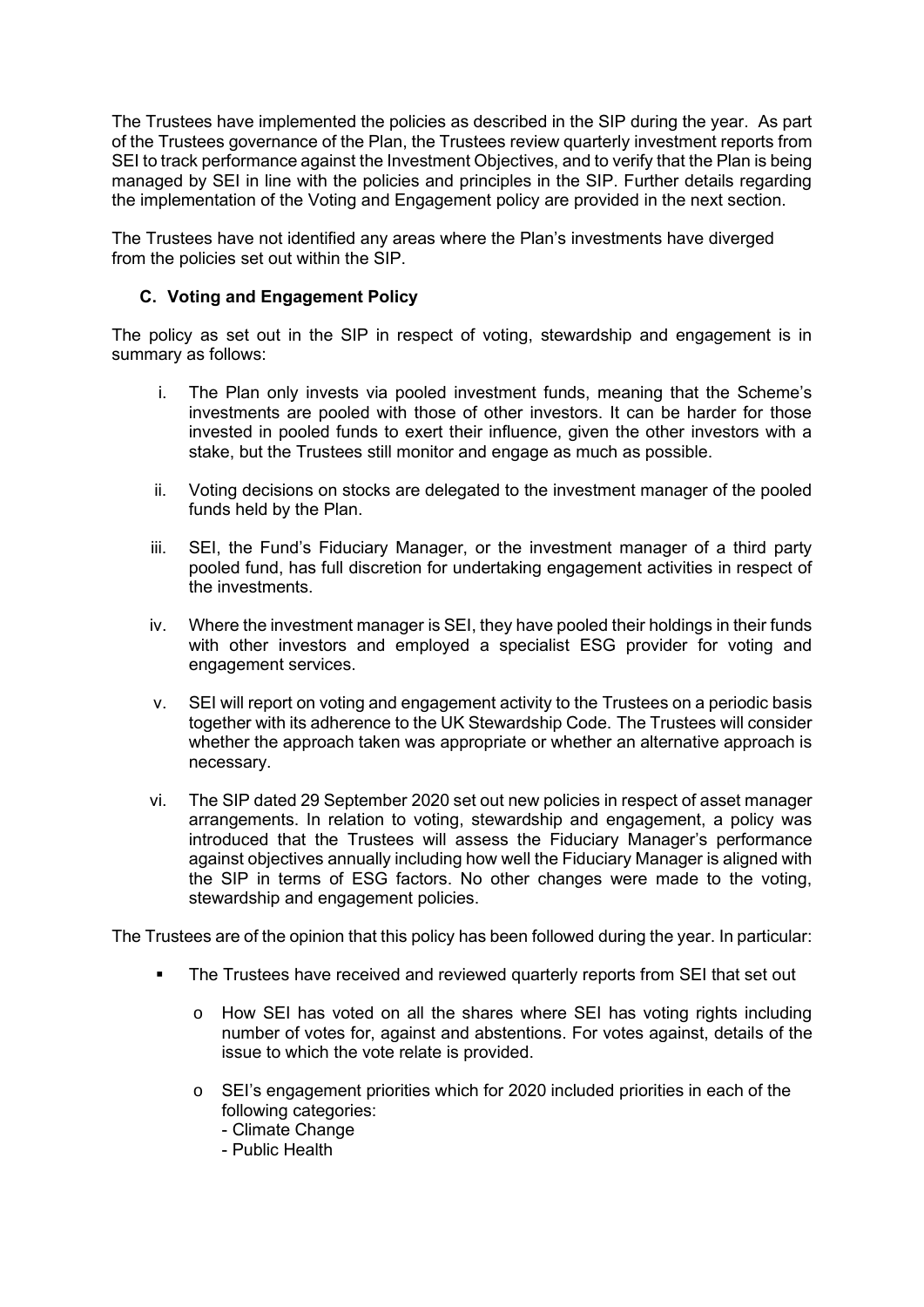The Trustees have implemented the policies as described in the SIP during the year. As part of the Trustees governance of the Plan, the Trustees review quarterly investment reports from SEI to track performance against the Investment Objectives, and to verify that the Plan is being managed by SEI in line with the policies and principles in the SIP. Further details regarding the implementation of the Voting and Engagement policy are provided in the next section.

The Trustees have not identified any areas where the Plan's investments have diverged from the policies set out within the SIP.

## C. Voting and Engagement Policy

The policy as set out in the SIP in respect of voting, stewardship and engagement is in summary as follows:

i. The Plan only invests via pooled investment funds, meaning that the Scheme's investments are pooled with those of other investors. It can be harder for those invested in pooled funds to exert their influence, given the other investors with a stake, but the Trustees still monitor and engage as much as possible.

ii. Voting decisions on stocks are delegated to the investment manager of the pooled funds held by the Plan.

iii. SEI, the Fund's Fiduciary Manager, or the investment manager of a third party pooled fund, has full discretion for undertaking engagement activities in respect of the investments.

iv. Where the investment manager is SEI, they have pooled their holdings in their funds with other investors and employed a specialist ESG provider for voting and engagement services.

v. SEI will report on voting and engagement activity to the Trustees on a periodic basis together with its adherence to the UK Stewardship Code. The Trustees will consider whether the approach taken was appropriate or whether an alternative approach is necessary.

vi. The SIP dated 29 September 2020 set out new policies in respect of asset manager arrangements. In relation to voting, stewardship and engagement, a policy was introduced that the Trustees will assess the Fiduciary Manager's performance against objectives annually including how well the Fiduciary Manager is aligned with the SIP in terms of ESG factors. No other changes were made to the voting, stewardship and engagement policies.

The Trustees are of the opinion that this policy has been followed during the year. In particular:

- The Trustees have received and reviewed quarterly reports from SEI that set out
  - How SEI has voted on all the shares where SEI has voting rights including number of votes for, against and abstentions. For votes against, details of the issue to which the vote relate is provided.
  - SEI's engagement priorities which for 2020 included priorities in each of the following categories:
    - Climate Change
    - Public Health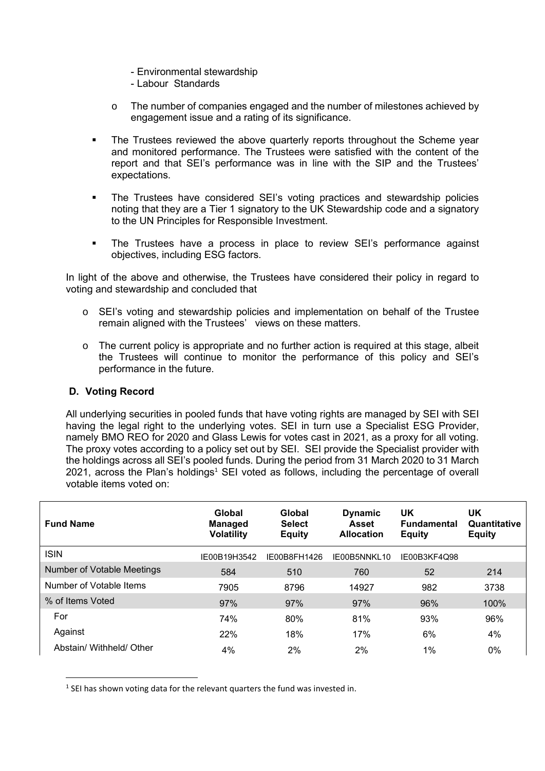- Environmental stewardship
  - Labour Standards

- The number of companies engaged and the number of milestones achieved by engagement issue and a rating of its significance.

- The Trustees reviewed the above quarterly reports throughout the Scheme year and monitored performance. The Trustees were satisfied with the content of the report and that SEI's performance was in line with the SIP and the Trustees' expectations.

- The Trustees have considered SEI's voting practices and stewardship policies noting that they are a Tier 1 signatory to the UK Stewardship code and a signatory to the UN Principles for Responsible Investment.

- The Trustees have a process in place to review SEI's performance against objectives, including ESG factors.

In light of the above and otherwise, the Trustees have considered their policy in regard to voting and stewardship and concluded that

- SEI's voting and stewardship policies and implementation on behalf of the Trustee remain aligned with the Trustees' views on these matters.

- The current policy is appropriate and no further action is required at this stage, albeit the Trustees will continue to monitor the performance of this policy and SEI's performance in the future.

## D. Voting Record

All underlying securities in pooled funds that have voting rights are managed by SEI with SEI having the legal right to the underlying votes. SEI in turn use a Specialist ESG Provider, namely BMO REO for 2020 and Glass Lewis for votes cast in 2021, as a proxy for all voting. The proxy votes according to a policy set out by SEI. SEI provide the Specialist provider with the holdings across all SEI's pooled funds. During the period from 31 March 2020 to 31 March 2021, across the Plan's holdings[1] SEI voted as follows, including the percentage of overall votable items voted on:

| Fund Name | Global Managed Volatility | Global Select Equity | Dynamic Asset Allocation | UK Fundamental Equity | UK Quantitative Equity |
|---|---|---|---|---|---|
| ISIN | IE00B19H3542 | IE00B8FH1426 | IE00B5NNKL10 | IE00B3KF4Q98 | |
| Number of Votable Meetings | 584 | 510 | 760 | 52 | 214 |
| Number of Votable Items | 7905 | 8796 | 14927 | 982 | 3738 |
| % of Items Voted | 97% | 97% | 97% | 96% | 100% |
| For | 74% | 80% | 81% | 93% | 96% |
| Against | 22% | 18% | 17% | 6% | 4% |
| Abstain/ Withheld/ Other | 4% | 2% | 2% | 1% | 0% |

[1] SEI has shown voting data for the relevant quarters the fund was invested in.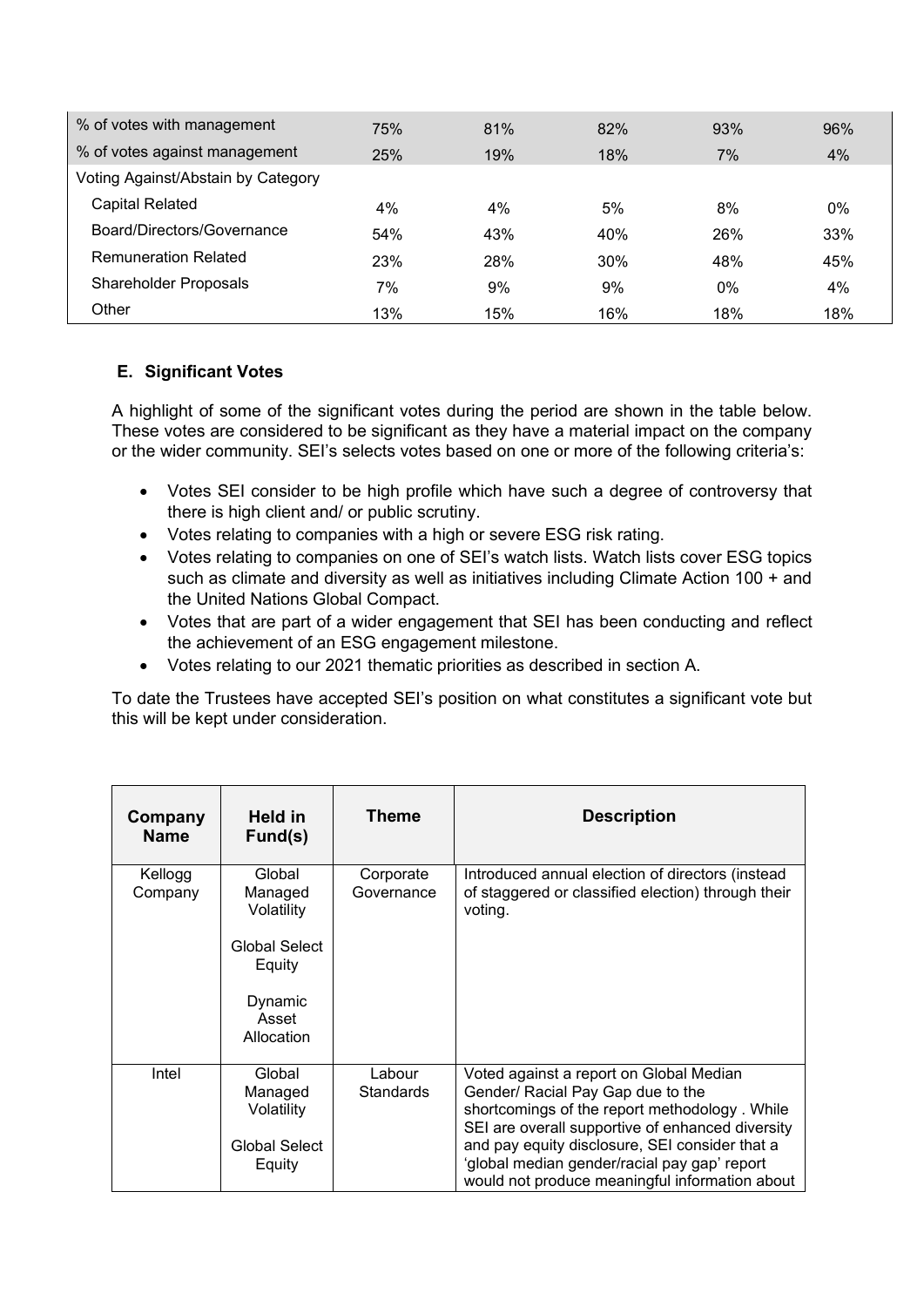| | | | | | |
|---|---|---|---|---|---|
| % of votes with management | 75% | 81% | 82% | 93% | 96% |
| % of votes against management | 25% | 19% | 18% | 7% | 4% |
| Voting Against/Abstain by Category | | | | | |
| Capital Related | 4% | 4% | 5% | 8% | 0% |
| Board/Directors/Governance | 54% | 43% | 40% | 26% | 33% |
| Remuneration Related | 23% | 28% | 30% | 48% | 45% |
| Shareholder Proposals | 7% | 9% | 9% | 0% | 4% |
| Other | 13% | 15% | 16% | 18% | 18% |

## E. Significant Votes

A highlight of some of the significant votes during the period are shown in the table below. These votes are considered to be significant as they have a material impact on the company or the wider community. SEI's selects votes based on one or more of the following criteria's:

- Votes SEI consider to be high profile which have such a degree of controversy that there is high client and/ or public scrutiny.
- Votes relating to companies with a high or severe ESG risk rating.
- Votes relating to companies on one of SEI's watch lists. Watch lists cover ESG topics such as climate and diversity as well as initiatives including Climate Action 100 + and the United Nations Global Compact.
- Votes that are part of a wider engagement that SEI has been conducting and reflect the achievement of an ESG engagement milestone.
- Votes relating to our 2021 thematic priorities as described in section A.

To date the Trustees have accepted SEI's position on what constitutes a significant vote but this will be kept under consideration.

| Company Name | Held in Fund(s) | Theme | Description |
|---|---|---|---|
| Kellogg Company | Global Managed Volatility<br><br>Global Select Equity<br><br>Dynamic Asset Allocation | Corporate Governance | Introduced annual election of directors (instead of staggered or classified election) through their voting. |
| Intel | Global Managed Volatility<br><br>Global Select Equity | Labour Standards | Voted against a report on Global Median Gender/ Racial Pay Gap due to the shortcomings of the report methodology . While SEI are overall supportive of enhanced diversity and pay equity disclosure, SEI consider that a 'global median gender/racial pay gap' report would not produce meaningful information about |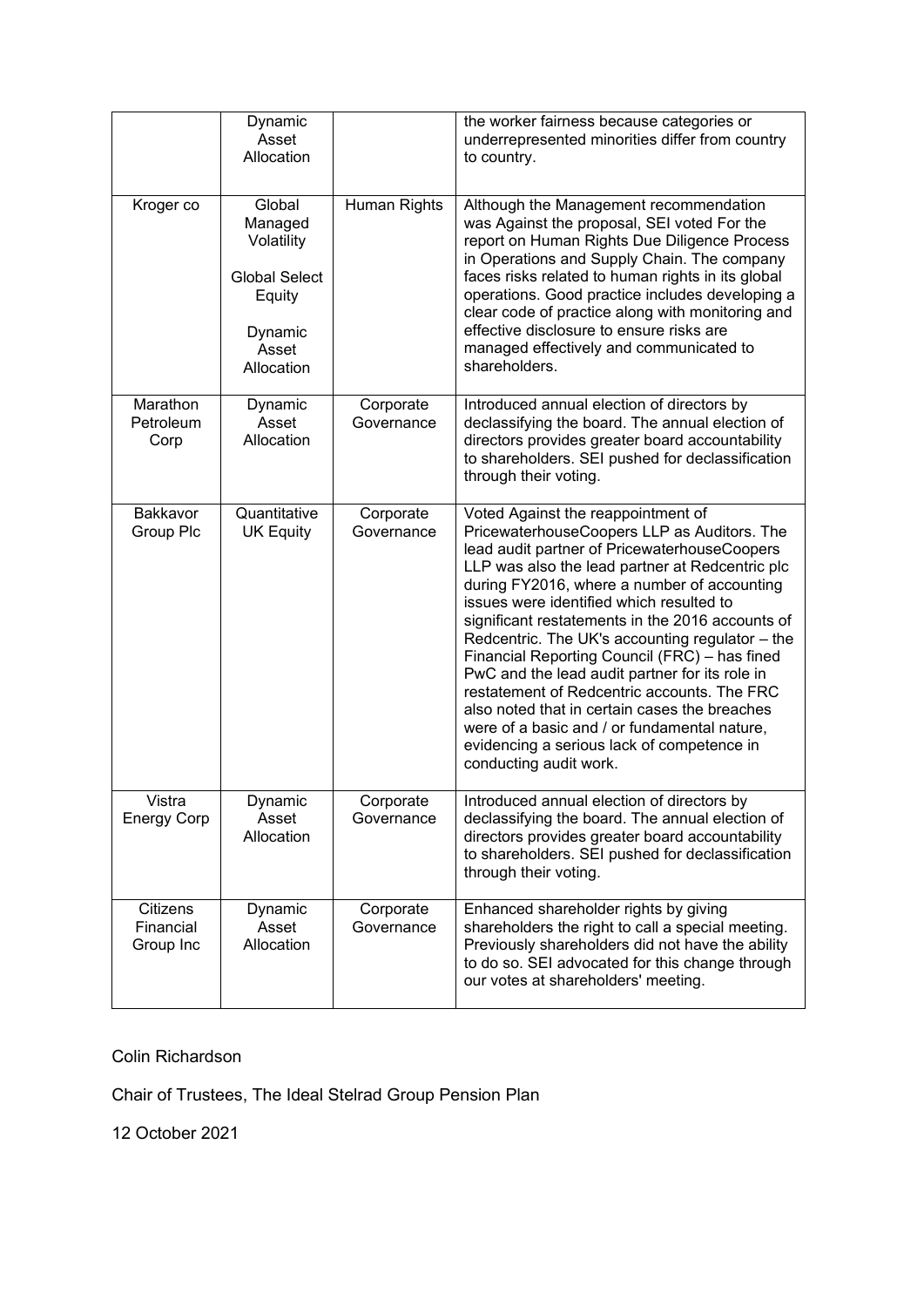| | | | |
|---|---|---|---|
| | Dynamic Asset Allocation | | the worker fairness because categories or underrepresented minorities differ from country to country. |
| Kroger co | Global Managed Volatility<br><br>Global Select Equity<br><br>Dynamic Asset Allocation | Human Rights | Although the Management recommendation was Against the proposal, SEI voted For the report on Human Rights Due Diligence Process in Operations and Supply Chain. The company faces risks related to human rights in its global operations. Good practice includes developing a clear code of practice along with monitoring and effective disclosure to ensure risks are managed effectively and communicated to shareholders. |
| Marathon Petroleum Corp | Dynamic Asset Allocation | Corporate Governance | Introduced annual election of directors by declassifying the board. The annual election of directors provides greater board accountability to shareholders. SEI pushed for declassification through their voting. |
| Bakkavor Group Plc | Quantitative UK Equity | Corporate Governance | Voted Against the reappointment of PricewaterhouseCoopers LLP as Auditors. The lead audit partner of PricewaterhouseCoopers LLP was also the lead partner at Redcentric plc during FY2016, where a number of accounting issues were identified which resulted to significant restatements in the 2016 accounts of Redcentric. The UK's accounting regulator – the Financial Reporting Council (FRC) – has fined PwC and the lead audit partner for its role in restatement of Redcentric accounts. The FRC also noted that in certain cases the breaches were of a basic and / or fundamental nature, evidencing a serious lack of competence in conducting audit work. |
| Vistra Energy Corp | Dynamic Asset Allocation | Corporate Governance | Introduced annual election of directors by declassifying the board. The annual election of directors provides greater board accountability to shareholders. SEI pushed for declassification through their voting. |
| Citizens Financial Group Inc | Dynamic Asset Allocation | Corporate Governance | Enhanced shareholder rights by giving shareholders the right to call a special meeting. Previously shareholders did not have the ability to do so. SEI advocated for this change through our votes at shareholders' meeting. |

Colin Richardson

Chair of Trustees, The Ideal Stelrad Group Pension Plan

12 October 2021